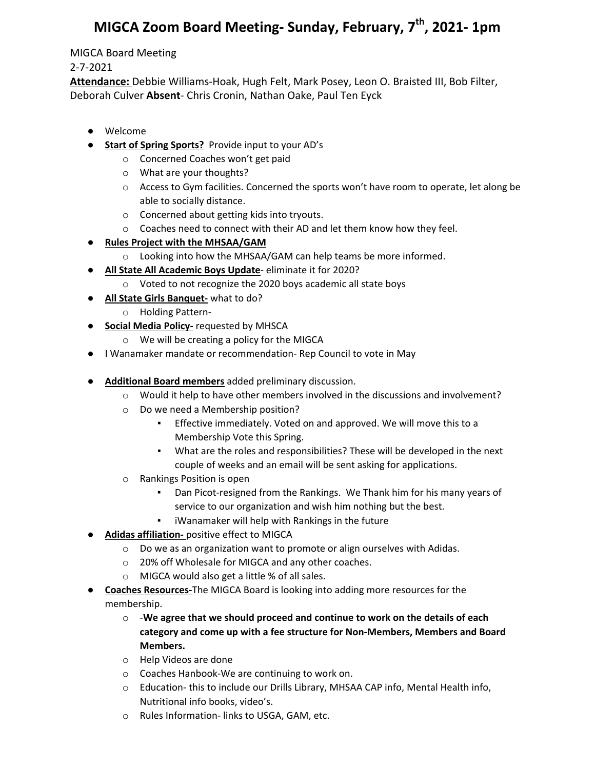# MIGCA Zoom Board Meeting- Sunday, February, 7th, 2021- 1pm

MIGCA Board Meeting

2-7-2021

**Attendance:** Debbie Williams-Hoak, Hugh Felt, Mark Posey, Leon O. Braisted III, Bob Filter, Deborah Culver **Absent**- Chris Cronin, Nathan Oake, Paul Ten Eyck

- Welcome
- **Start of Spring Sports?** Provide input to your AD's
  - Concerned Coaches won't get paid
  - What are your thoughts?
  - Access to Gym facilities. Concerned the sports won't have room to operate, let along be able to socially distance.
  - Concerned about getting kids into tryouts.
  - Coaches need to connect with their AD and let them know how they feel.
- **Rules Project with the MHSAA/GAM**
  - Looking into how the MHSAA/GAM can help teams be more informed.
- **All State All Academic Boys Update**- eliminate it for 2020?
  - Voted to not recognize the 2020 boys academic all state boys
- **All State Girls Banquet-** what to do?
  - Holding Pattern-
- **Social Media Policy-** requested by MHSCA
  - We will be creating a policy for the MIGCA
- I Wanamaker mandate or recommendation- Rep Council to vote in May

- **Additional Board members** added preliminary discussion.
  - Would it help to have other members involved in the discussions and involvement?
  - Do we need a Membership position?
    - Effective immediately. Voted on and approved. We will move this to a Membership Vote this Spring.
    - What are the roles and responsibilities? These will be developed in the next couple of weeks and an email will be sent asking for applications.
  - Rankings Position is open
    - Dan Picot-resigned from the Rankings. We Thank him for his many years of service to our organization and wish him nothing but the best.
    - iWanamaker will help with Rankings in the future
- **Adidas affiliation-** positive effect to MIGCA
  - Do we as an organization want to promote or align ourselves with Adidas.
  - 20% off Wholesale for MIGCA and any other coaches.
  - MIGCA would also get a little % of all sales.
- **Coaches Resources-**The MIGCA Board is looking into adding more resources for the membership.
  - -**We agree that we should proceed and continue to work on the details of each category and come up with a fee structure for Non-Members, Members and Board Members.**
  - Help Videos are done
  - Coaches Hanbook-We are continuing to work on.
  - Education- this to include our Drills Library, MHSAA CAP info, Mental Health info, Nutritional info books, video's.
  - Rules Information- links to USGA, GAM, etc.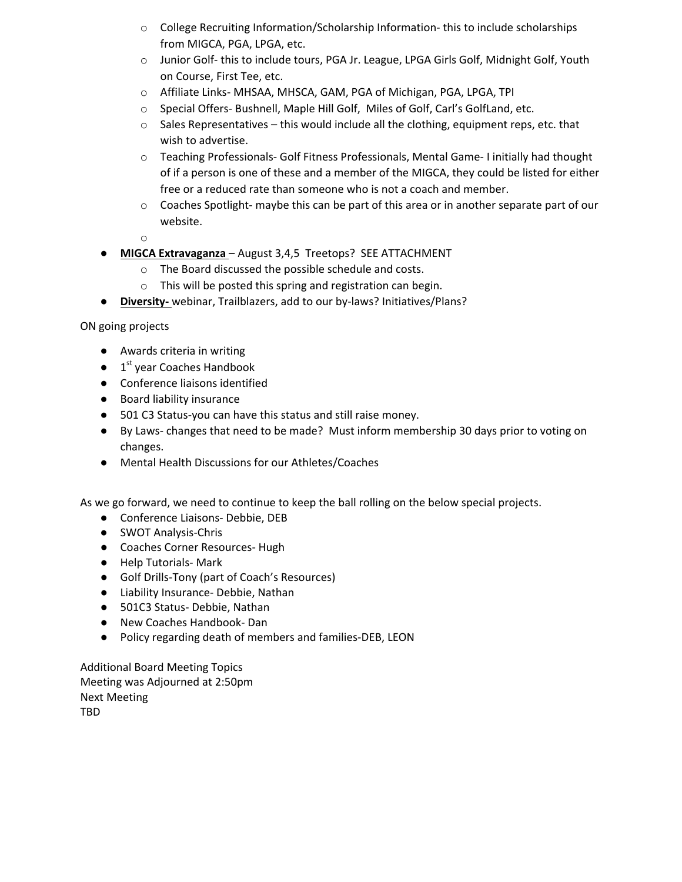- College Recruiting Information/Scholarship Information- this to include scholarships from MIGCA, PGA, LPGA, etc.
  - Junior Golf- this to include tours, PGA Jr. League, LPGA Girls Golf, Midnight Golf, Youth on Course, First Tee, etc.
  - Affiliate Links- MHSAA, MHSCA, GAM, PGA of Michigan, PGA, LPGA, TPI
  - Special Offers- Bushnell, Maple Hill Golf, Miles of Golf, Carl's GolfLand, etc.
  - Sales Representatives – this would include all the clothing, equipment reps, etc. that wish to advertise.
  - Teaching Professionals- Golf Fitness Professionals, Mental Game- I initially had thought of if a person is one of these and a member of the MIGCA, they could be listed for either free or a reduced rate than someone who is not a coach and member.
  - Coaches Spotlight- maybe this can be part of this area or in another separate part of our website.
  - 

- **MIGCA Extravaganza** – August 3,4,5 Treetops? SEE ATTACHMENT
  - The Board discussed the possible schedule and costs.
  - This will be posted this spring and registration can begin.
- **Diversity-** webinar, Trailblazers, add to our by-laws? Initiatives/Plans?

ON going projects

- Awards criteria in writing
- 1st year Coaches Handbook
- Conference liaisons identified
- Board liability insurance
- 501 C3 Status-you can have this status and still raise money.
- By Laws- changes that need to be made? Must inform membership 30 days prior to voting on changes.
- Mental Health Discussions for our Athletes/Coaches

As we go forward, we need to continue to keep the ball rolling on the below special projects.

- Conference Liaisons- Debbie, DEB
- SWOT Analysis-Chris
- Coaches Corner Resources- Hugh
- Help Tutorials- Mark
- Golf Drills-Tony (part of Coach's Resources)
- Liability Insurance- Debbie, Nathan
- 501C3 Status- Debbie, Nathan
- New Coaches Handbook- Dan
- Policy regarding death of members and families-DEB, LEON

Additional Board Meeting Topics
Meeting was Adjourned at 2:50pm
Next Meeting
TBD